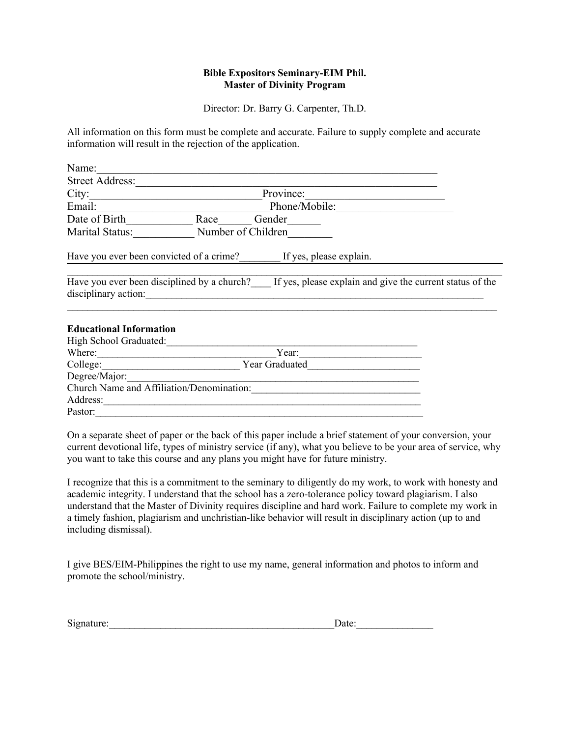**Bible Expositors Seminary-EIM Phil.**
**Master of Divinity Program**

Director: Dr. Barry G. Carpenter, Th.D.

All information on this form must be complete and accurate. Failure to supply complete and accurate information will result in the rejection of the application.

Name:_______________________________________________________________
Street Address:_________________________________________________________
City:______________________________ Province:_________________________
Email:______________________________ Phone/Mobile:_____________________
Date of Birth____________ Race______ Gender______
Marital Status:___________ Number of Children________

Have you ever been convicted of a crime?________ If yes, please explain.

_____________________________________________________________________________

Have you ever been disciplined by a church?____ If yes, please explain and give the current status of the disciplinary action:_______________________________________________________________________

_____________________________________________________________________________

**Educational Information**

High School Graduated:____________________________________________________
Where:___________________________________ Year:________________________
College:__________________________ Year Graduated______________________
Degree/Major:___________________________________________________________
Church Name and Affiliation/Denomination:_________________________________
Address:________________________________________________________________
Pastor:_________________________________________________________________

On a separate sheet of paper or the back of this paper include a brief statement of your conversion, your current devotional life, types of ministry service (if any), what you believe to be your area of service, why you want to take this course and any plans you might have for future ministry.

I recognize that this is a commitment to the seminary to diligently do my work, to work with honesty and academic integrity. I understand that the school has a zero-tolerance policy toward plagiarism. I also understand that the Master of Divinity requires discipline and hard work. Failure to complete my work in a timely fashion, plagiarism and unchristian-like behavior will result in disciplinary action (up to and including dismissal).

I give BES/EIM-Philippines the right to use my name, general information and photos to inform and promote the school/ministry.

Signature:_____________________________________________Date:_______________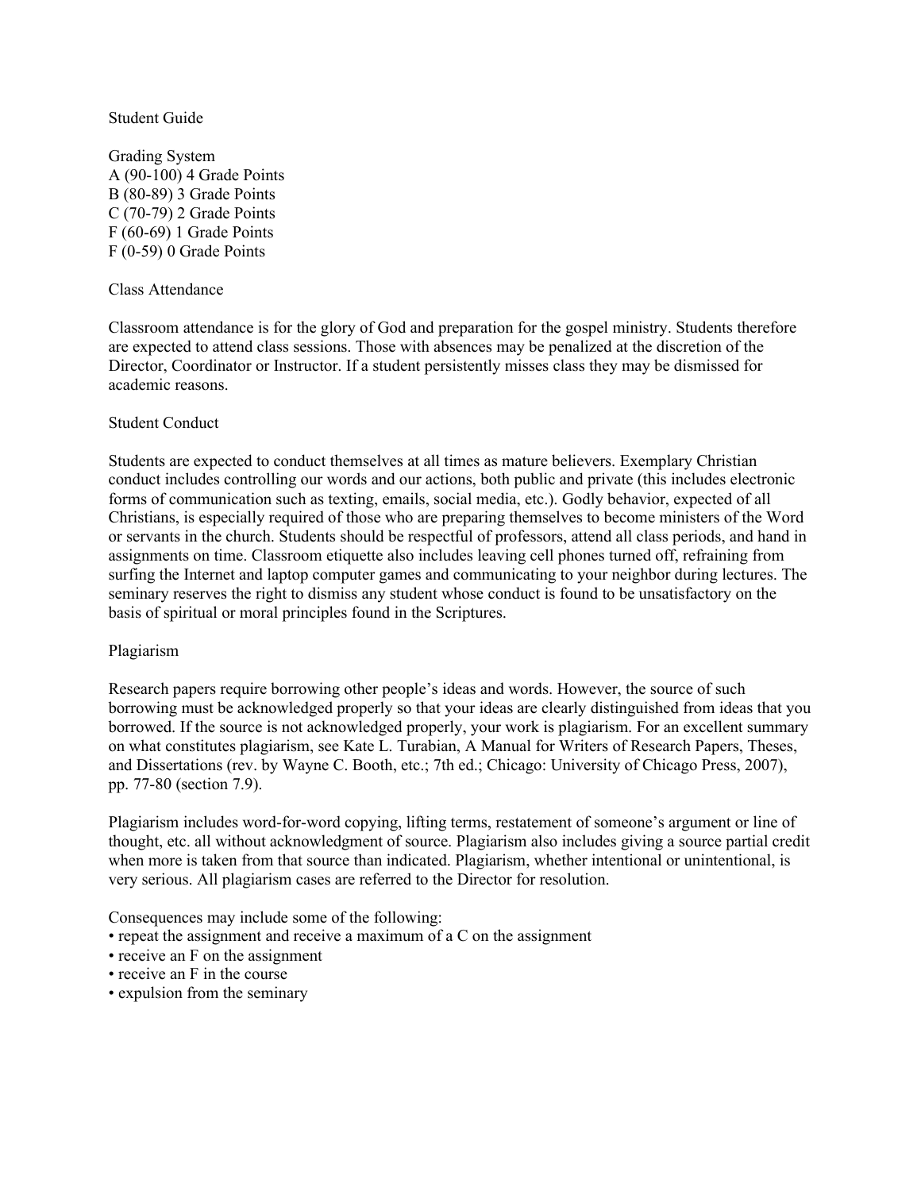# Student Guide

## Grading System

A (90-100) 4 Grade Points
B (80-89) 3 Grade Points
C (70-79) 2 Grade Points
F (60-69) 1 Grade Points
F (0-59) 0 Grade Points

## Class Attendance

Classroom attendance is for the glory of God and preparation for the gospel ministry. Students therefore are expected to attend class sessions. Those with absences may be penalized at the discretion of the Director, Coordinator or Instructor. If a student persistently misses class they may be dismissed for academic reasons.

## Student Conduct

Students are expected to conduct themselves at all times as mature believers. Exemplary Christian conduct includes controlling our words and our actions, both public and private (this includes electronic forms of communication such as texting, emails, social media, etc.). Godly behavior, expected of all Christians, is especially required of those who are preparing themselves to become ministers of the Word or servants in the church. Students should be respectful of professors, attend all class periods, and hand in assignments on time. Classroom etiquette also includes leaving cell phones turned off, refraining from surfing the Internet and laptop computer games and communicating to your neighbor during lectures. The seminary reserves the right to dismiss any student whose conduct is found to be unsatisfactory on the basis of spiritual or moral principles found in the Scriptures.

## Plagiarism

Research papers require borrowing other people's ideas and words. However, the source of such borrowing must be acknowledged properly so that your ideas are clearly distinguished from ideas that you borrowed. If the source is not acknowledged properly, your work is plagiarism. For an excellent summary on what constitutes plagiarism, see Kate L. Turabian, A Manual for Writers of Research Papers, Theses, and Dissertations (rev. by Wayne C. Booth, etc.; 7th ed.; Chicago: University of Chicago Press, 2007), pp. 77-80 (section 7.9).

Plagiarism includes word-for-word copying, lifting terms, restatement of someone's argument or line of thought, etc. all without acknowledgment of source. Plagiarism also includes giving a source partial credit when more is taken from that source than indicated. Plagiarism, whether intentional or unintentional, is very serious. All plagiarism cases are referred to the Director for resolution.

Consequences may include some of the following:

- repeat the assignment and receive a maximum of a C on the assignment
- receive an F on the assignment
- receive an F in the course
- expulsion from the seminary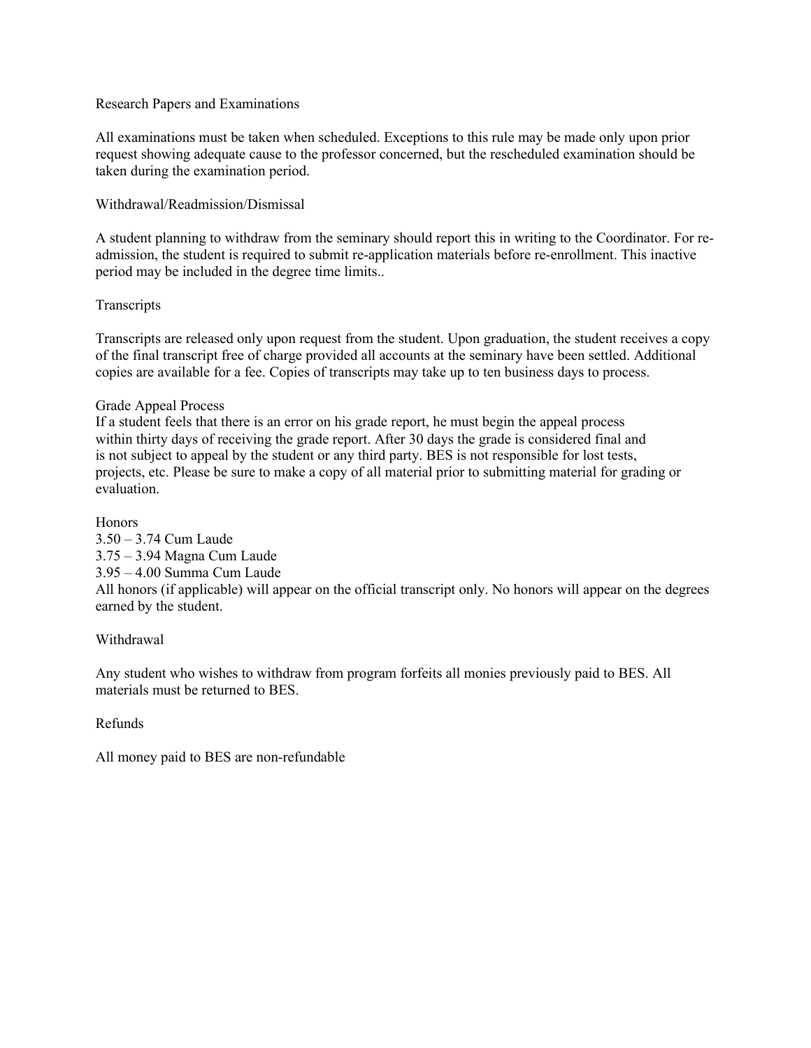## Research Papers and Examinations

All examinations must be taken when scheduled. Exceptions to this rule may be made only upon prior request showing adequate cause to the professor concerned, but the rescheduled examination should be taken during the examination period.

## Withdrawal/Readmission/Dismissal

A student planning to withdraw from the seminary should report this in writing to the Coordinator. For re-admission, the student is required to submit re-application materials before re-enrollment. This inactive period may be included in the degree time limits..

## Transcripts

Transcripts are released only upon request from the student. Upon graduation, the student receives a copy of the final transcript free of charge provided all accounts at the seminary have been settled. Additional copies are available for a fee. Copies of transcripts may take up to ten business days to process.

## Grade Appeal Process

If a student feels that there is an error on his grade report, he must begin the appeal process within thirty days of receiving the grade report. After 30 days the grade is considered final and is not subject to appeal by the student or any third party. BES is not responsible for lost tests, projects, etc. Please be sure to make a copy of all material prior to submitting material for grading or evaluation.

## Honors

3.50 – 3.74 Cum Laude
3.75 – 3.94 Magna Cum Laude
3.95 – 4.00 Summa Cum Laude
All honors (if applicable) will appear on the official transcript only. No honors will appear on the degrees earned by the student.

## Withdrawal

Any student who wishes to withdraw from program forfeits all monies previously paid to BES. All materials must be returned to BES.

## Refunds

All money paid to BES are non-refundable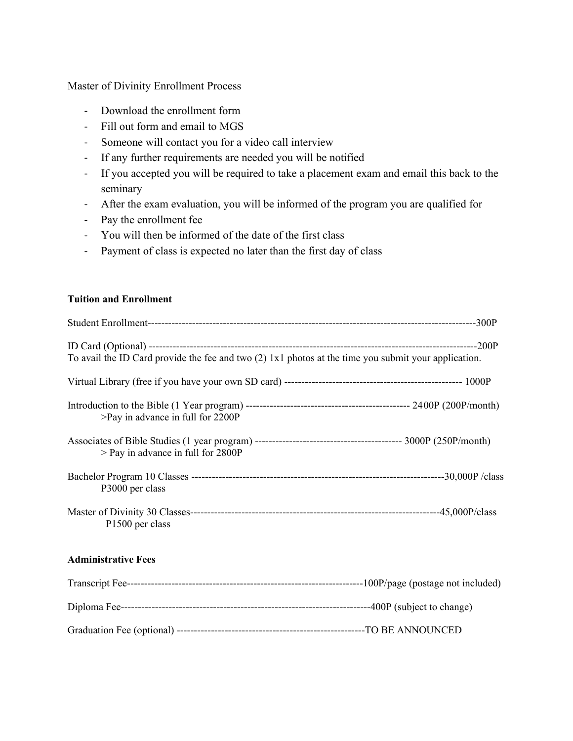Master of Divinity Enrollment Process

- Download the enrollment form
- Fill out form and email to MGS
- Someone will contact you for a video call interview
- If any further requirements are needed you will be notified
- If you accepted you will be required to take a placement exam and email this back to the seminary
- After the exam evaluation, you will be informed of the program you are qualified for
- Pay the enrollment fee
- You will then be informed of the date of the first class
- Payment of class is expected no later than the first day of class

**Tuition and Enrollment**

Student Enrollment------------------------------------------------------------------------------------------------300P

ID Card (Optional) -----------------------------------------------------------------------------------------------200P
To avail the ID Card provide the fee and two (2) 1x1 photos at the time you submit your application.

Virtual Library (free if you have your own SD card) --------------------------------------------------- 1000P

Introduction to the Bible (1 Year program) ----------------------------------------------- 2400P (200P/month)
>Pay in advance in full for 2200P

Associates of Bible Studies (1 year program) ------------------------------------------- 3000P (250P/month)
> Pay in advance in full for 2800P

Bachelor Program 10 Classes --------------------------------------------------------------------------30,000P /class
P3000 per class

Master of Divinity 30 Classes-------------------------------------------------------------------------45,000P/class
P1500 per class

**Administrative Fees**

Transcript Fee----------------------------------------------------------------------100P/page (postage not included)

Diploma Fee--------------------------------------------------------------------------400P (subject to change)

Graduation Fee (optional) -------------------------------------------------------TO BE ANNOUNCED